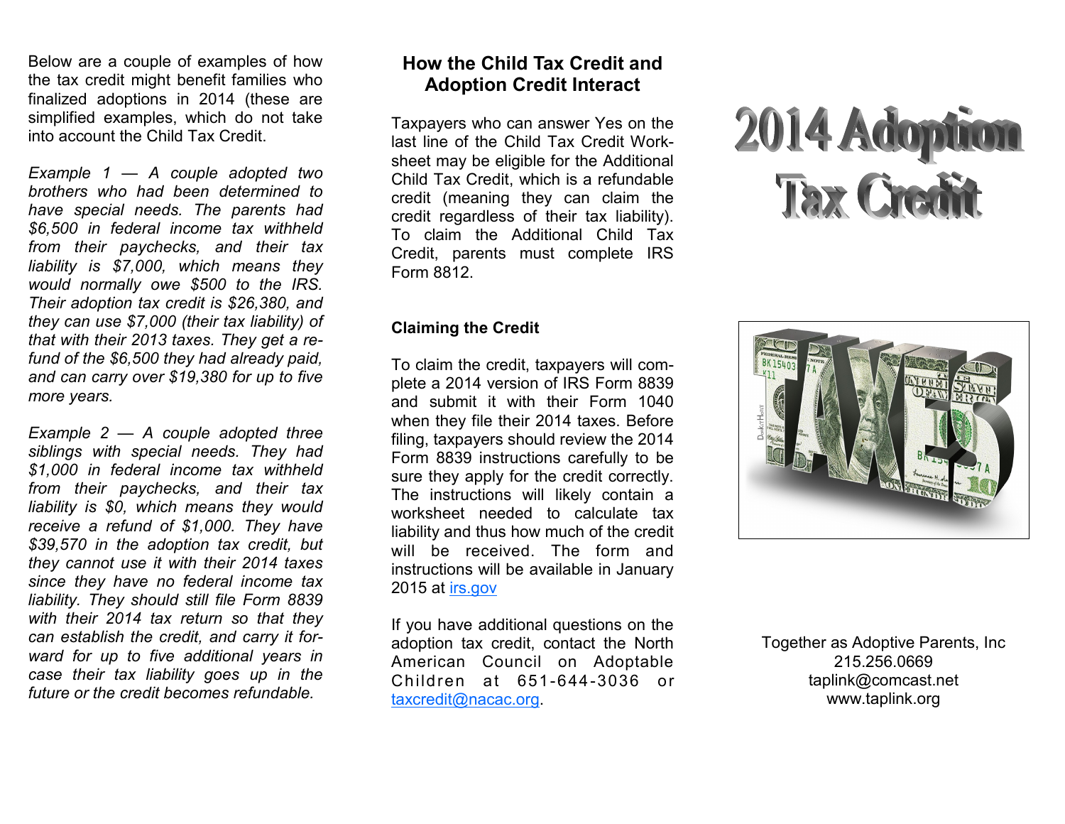Below are a couple of examples of how the tax credit might benefit families who finalized adoptions in 2014 (these are simplified examples, which do not take into account the Child Tax Credit.

*Example 1 — A couple adopted two brothers who had been determined to have special needs. The parents had $6,500 in federal income tax withheld from their paychecks, and their tax liability is $7,000, which means they would normally owe $500 to the IRS. Their adoption tax credit is $26,380, and they can use $7,000 (their tax liability) of that with their 2013 taxes. They get a refund of the $6,500 they had already paid, and can carry over $19,380 for up to five more years.*

*Example 2 — A couple adopted three siblings with special needs. They had $1,000 in federal income tax withheld from their paychecks, and their tax liability is $0, which means they would receive a refund of $1,000. They have $39,570 in the adoption tax credit, but they cannot use it with their 2014 taxes since they have no federal income tax liability. They should still file Form 8839 with their 2014 tax return so that they can establish the credit, and carry it forward for up to five additional years in case their tax liability goes up in the future or the credit becomes refundable.*

## How the Child Tax Credit and Adoption Credit Interact

Taxpayers who can answer Yes on the last line of the Child Tax Credit Worksheet may be eligible for the Additional Child Tax Credit, which is a refundable credit (meaning they can claim the credit regardless of their tax liability). To claim the Additional Child Tax Credit, parents must complete IRS Form 8812.

### Claiming the Credit

To claim the credit, taxpayers will complete a 2014 version of IRS Form 8839 and submit it with their Form 1040 when they file their 2014 taxes. Before filing, taxpayers should review the 2014 Form 8839 instructions carefully to be sure they apply for the credit correctly. The instructions will likely contain a worksheet needed to calculate tax liability and thus how much of the credit will be received. The form and instructions will be available in January 2015 at irs.gov

If you have additional questions on the adoption tax credit, contact the North American Council on Adoptable Children at 651-644-3036 or taxcredit@nacac.org.

# 2014 Adoption Tax Credit

Together as Adoptive Parents, Inc
215.256.0669
taplink@comcast.net
www.taplink.org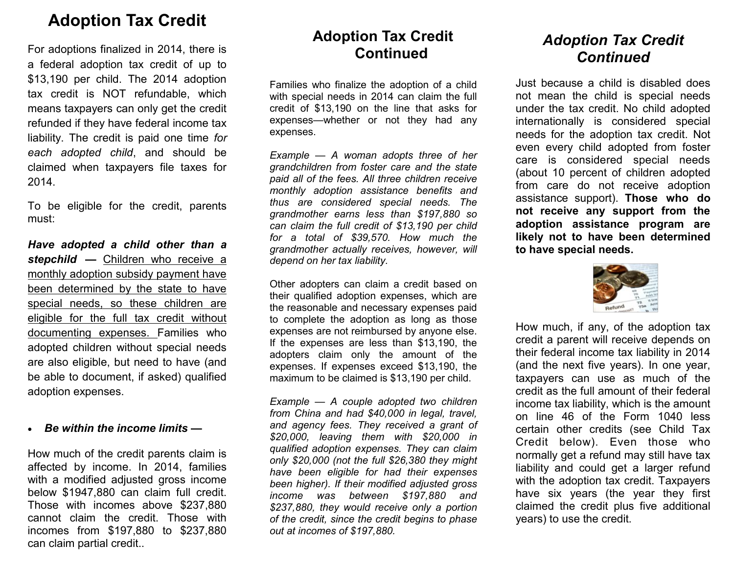# Adoption Tax Credit

For adoptions finalized in 2014, there is a federal adoption tax credit of up to $13,190 per child. The 2014 adoption tax credit is NOT refundable, which means taxpayers can only get the credit refunded if they have federal income tax liability. The credit is paid one time *for each adopted child*, and should be claimed when taxpayers file taxes for 2014.

To be eligible for the credit, parents must:

***Have adopted a child other than a stepchild —*** Children who receive a monthly adoption subsidy payment have been determined by the state to have special needs, so these children are eligible for the full tax credit without documenting expenses. Families who adopted children without special needs are also eligible, but need to have (and be able to document, if asked) qualified adoption expenses.

- ***Be within the income limits —***

How much of the credit parents claim is affected by income. In 2014, families with a modified adjusted gross income below $1947,880 can claim full credit. Those with incomes above $237,880 cannot claim the credit. Those with incomes from $197,880 to $237,880 can claim partial credit..

## Adoption Tax Credit Continued

Families who finalize the adoption of a child with special needs in 2014 can claim the full credit of $13,190 on the line that asks for expenses—whether or not they had any expenses.

*Example — A woman adopts three of her grandchildren from foster care and the state paid all of the fees. All three children receive monthly adoption assistance benefits and thus are considered special needs. The grandmother earns less than $197,880 so can claim the full credit of $13,190 per child for a total of $39,570. How much the grandmother actually receives, however, will depend on her tax liability.*

Other adopters can claim a credit based on their qualified adoption expenses, which are the reasonable and necessary expenses paid to complete the adoption as long as those expenses are not reimbursed by anyone else. If the expenses are less than $13,190, the adopters claim only the amount of the expenses. If expenses exceed $13,190, the maximum to be claimed is $13,190 per child.

*Example — A couple adopted two children from China and had $40,000 in legal, travel, and agency fees. They received a grant of $20,000, leaving them with $20,000 in qualified adoption expenses. They can claim only $20,000 (not the full $26,380 they might have been eligible for had their expenses been higher). If their modified adjusted gross income was between $197,880 and $237,880, they would receive only a portion of the credit, since the credit begins to phase out at incomes of $197,880.*

## *Adoption Tax Credit Continued*

Just because a child is disabled does not mean the child is special needs under the tax credit. No child adopted internationally is considered special needs for the adoption tax credit. Not even every child adopted from foster care is considered special needs (about 10 percent of children adopted from care do not receive adoption assistance support). **Those who do not receive any support from the adoption assistance program are likely not to have been determined to have special needs.**

How much, if any, of the adoption tax credit a parent will receive depends on their federal income tax liability in 2014 (and the next five years). In one year, taxpayers can use as much of the credit as the full amount of their federal income tax liability, which is the amount on line 46 of the Form 1040 less certain other credits (see Child Tax Credit below). Even those who normally get a refund may still have tax liability and could get a larger refund with the adoption tax credit. Taxpayers have six years (the year they first claimed the credit plus five additional years) to use the credit.